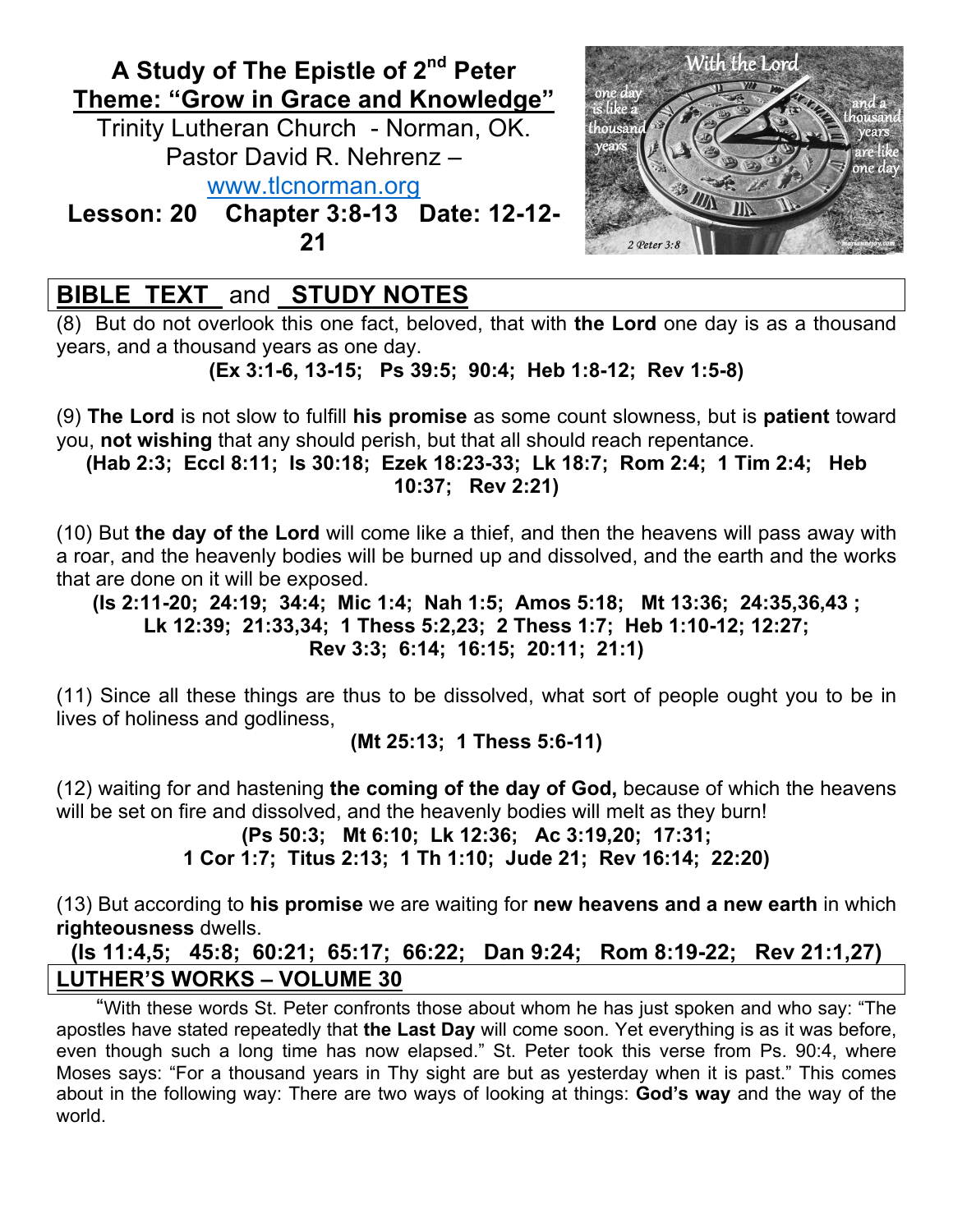# A Study of The Epistle of 2nd Peter
## Theme: "Grow in Grace and Knowledge"

Trinity Lutheran Church - Norman, OK.
Pastor David R. Nehrenz – www.tlcnorman.org

**Lesson: 20  Chapter 3:8-13  Date: 12-12-21**

## BIBLE TEXT and STUDY NOTES

(8) But do not overlook this one fact, beloved, that with **the Lord** one day is as a thousand years, and a thousand years as one day.

**(Ex 3:1-6, 13-15; Ps 39:5; 90:4; Heb 1:8-12; Rev 1:5-8)**

(9) **The Lord** is not slow to fulfill **his promise** as some count slowness, but is **patient** toward you, **not wishing** that any should perish, but that all should reach repentance.

**(Hab 2:3; Eccl 8:11; Is 30:18; Ezek 18:23-33; Lk 18:7; Rom 2:4; 1 Tim 2:4; Heb 10:37; Rev 2:21)**

(10) But **the day of the Lord** will come like a thief, and then the heavens will pass away with a roar, and the heavenly bodies will be burned up and dissolved, and the earth and the works that are done on it will be exposed.

**(Is 2:11-20; 24:19; 34:4; Mic 1:4; Nah 1:5; Amos 5:18; Mt 13:36; 24:35,36,43 ; Lk 12:39; 21:33,34; 1 Thess 5:2,23; 2 Thess 1:7; Heb 1:10-12; 12:27; Rev 3:3; 6:14; 16:15; 20:11; 21:1)**

(11) Since all these things are thus to be dissolved, what sort of people ought you to be in lives of holiness and godliness,

**(Mt 25:13; 1 Thess 5:6-11)**

(12) waiting for and hastening **the coming of the day of God,** because of which the heavens will be set on fire and dissolved, and the heavenly bodies will melt as they burn!

**(Ps 50:3; Mt 6:10; Lk 12:36; Ac 3:19,20; 17:31; 1 Cor 1:7; Titus 2:13; 1 Th 1:10; Jude 21; Rev 16:14; 22:20)**

(13) But according to **his promise** we are waiting for **new heavens and a new earth** in which **righteousness** dwells.

**(Is 11:4,5; 45:8; 60:21; 65:17; 66:22; Dan 9:24; Rom 8:19-22; Rev 21:1,27)**

## LUTHER'S WORKS – VOLUME 30

"With these words St. Peter confronts those about whom he has just spoken and who say: "The apostles have stated repeatedly that **the Last Day** will come soon. Yet everything is as it was before, even though such a long time has now elapsed." St. Peter took this verse from Ps. 90:4, where Moses says: "For a thousand years in Thy sight are but as yesterday when it is past." This comes about in the following way: There are two ways of looking at things: **God's way** and the way of the world.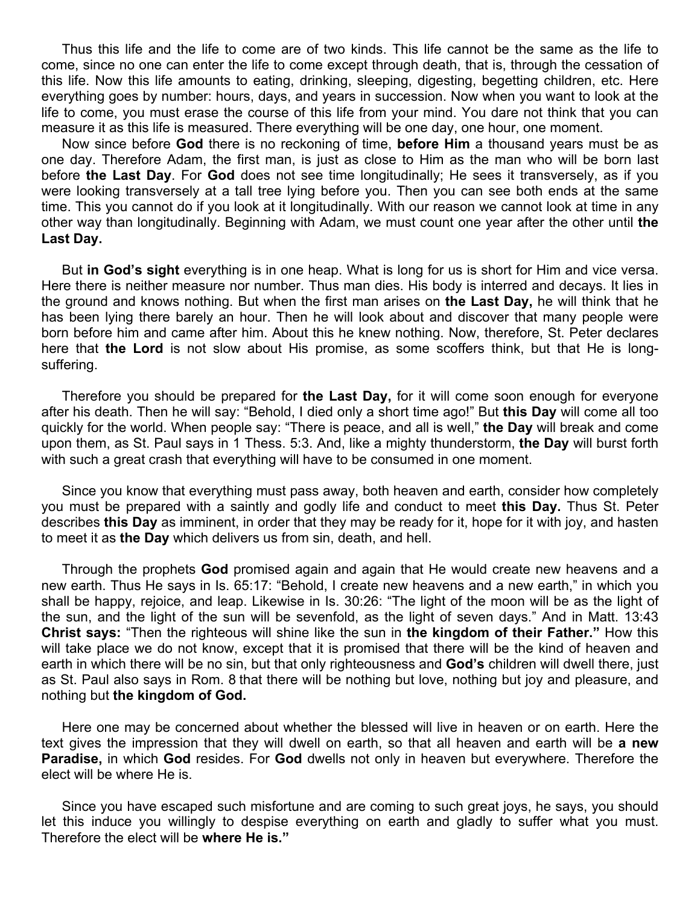Thus this life and the life to come are of two kinds. This life cannot be the same as the life to come, since no one can enter the life to come except through death, that is, through the cessation of this life. Now this life amounts to eating, drinking, sleeping, digesting, begetting children, etc. Here everything goes by number: hours, days, and years in succession. Now when you want to look at the life to come, you must erase the course of this life from your mind. You dare not think that you can measure it as this life is measured. There everything will be one day, one hour, one moment.

Now since before **God** there is no reckoning of time, **before Him** a thousand years must be as one day. Therefore Adam, the first man, is just as close to Him as the man who will be born last before **the Last Day**. For **God** does not see time longitudinally; He sees it transversely, as if you were looking transversely at a tall tree lying before you. Then you can see both ends at the same time. This you cannot do if you look at it longitudinally. With our reason we cannot look at time in any other way than longitudinally. Beginning with Adam, we must count one year after the other until **the Last Day.**

But **in God's sight** everything is in one heap. What is long for us is short for Him and vice versa. Here there is neither measure nor number. Thus man dies. His body is interred and decays. It lies in the ground and knows nothing. But when the first man arises on **the Last Day,** he will think that he has been lying there barely an hour. Then he will look about and discover that many people were born before him and came after him. About this he knew nothing. Now, therefore, St. Peter declares here that **the Lord** is not slow about His promise, as some scoffers think, but that He is long-suffering.

Therefore you should be prepared for **the Last Day,** for it will come soon enough for everyone after his death. Then he will say: "Behold, I died only a short time ago!" But **this Day** will come all too quickly for the world. When people say: "There is peace, and all is well," **the Day** will break and come upon them, as St. Paul says in 1 Thess. 5:3. And, like a mighty thunderstorm, **the Day** will burst forth with such a great crash that everything will have to be consumed in one moment.

Since you know that everything must pass away, both heaven and earth, consider how completely you must be prepared with a saintly and godly life and conduct to meet **this Day.** Thus St. Peter describes **this Day** as imminent, in order that they may be ready for it, hope for it with joy, and hasten to meet it as **the Day** which delivers us from sin, death, and hell.

Through the prophets **God** promised again and again that He would create new heavens and a new earth. Thus He says in Is. 65:17: "Behold, I create new heavens and a new earth," in which you shall be happy, rejoice, and leap. Likewise in Is. 30:26: "The light of the moon will be as the light of the sun, and the light of the sun will be sevenfold, as the light of seven days." And in Matt. 13:43 **Christ says:** "Then the righteous will shine like the sun in **the kingdom of their Father."** How this will take place we do not know, except that it is promised that there will be the kind of heaven and earth in which there will be no sin, but that only righteousness and **God's** children will dwell there, just as St. Paul also says in Rom. 8 that there will be nothing but love, nothing but joy and pleasure, and nothing but **the kingdom of God.**

Here one may be concerned about whether the blessed will live in heaven or on earth. Here the text gives the impression that they will dwell on earth, so that all heaven and earth will be **a new Paradise,** in which **God** resides. For **God** dwells not only in heaven but everywhere. Therefore the elect will be where He is.

Since you have escaped such misfortune and are coming to such great joys, he says, you should let this induce you willingly to despise everything on earth and gladly to suffer what you must. Therefore the elect will be **where He is."**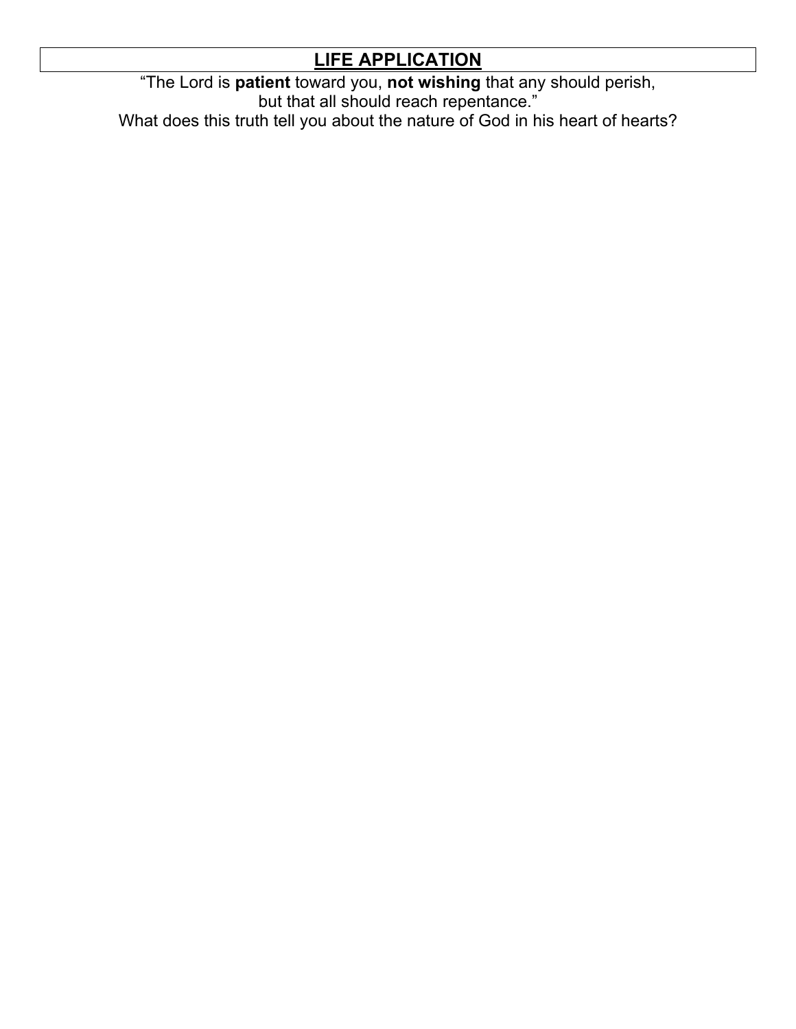## **LIFE APPLICATION**

"The Lord is **patient** toward you, **not wishing** that any should perish,
but that all should reach repentance."

What does this truth tell you about the nature of God in his heart of hearts?